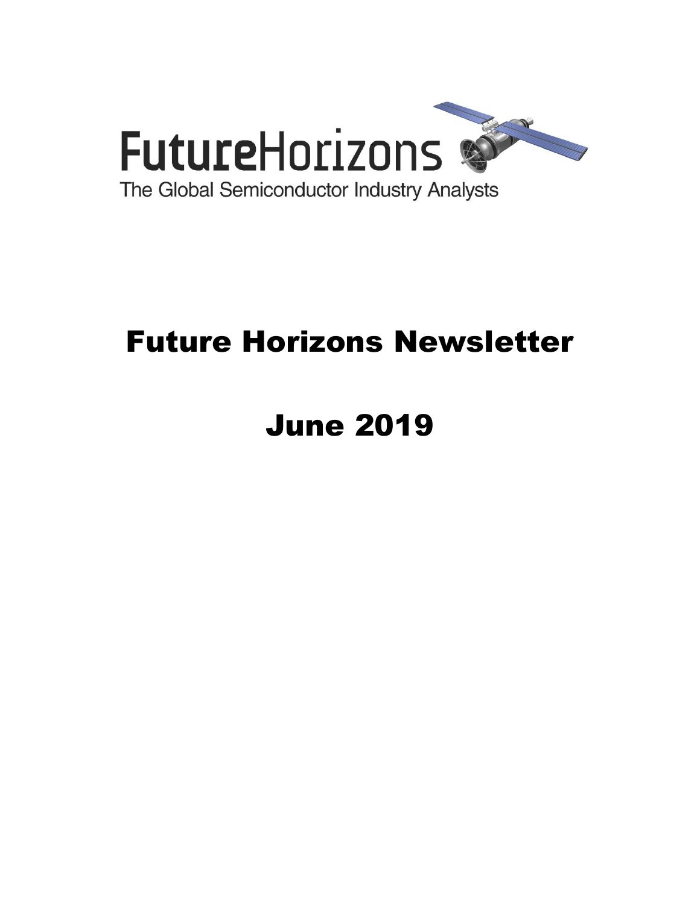FutureHorizons

The Global Semiconductor Industry Analysts

# Future Horizons Newsletter

# June 2019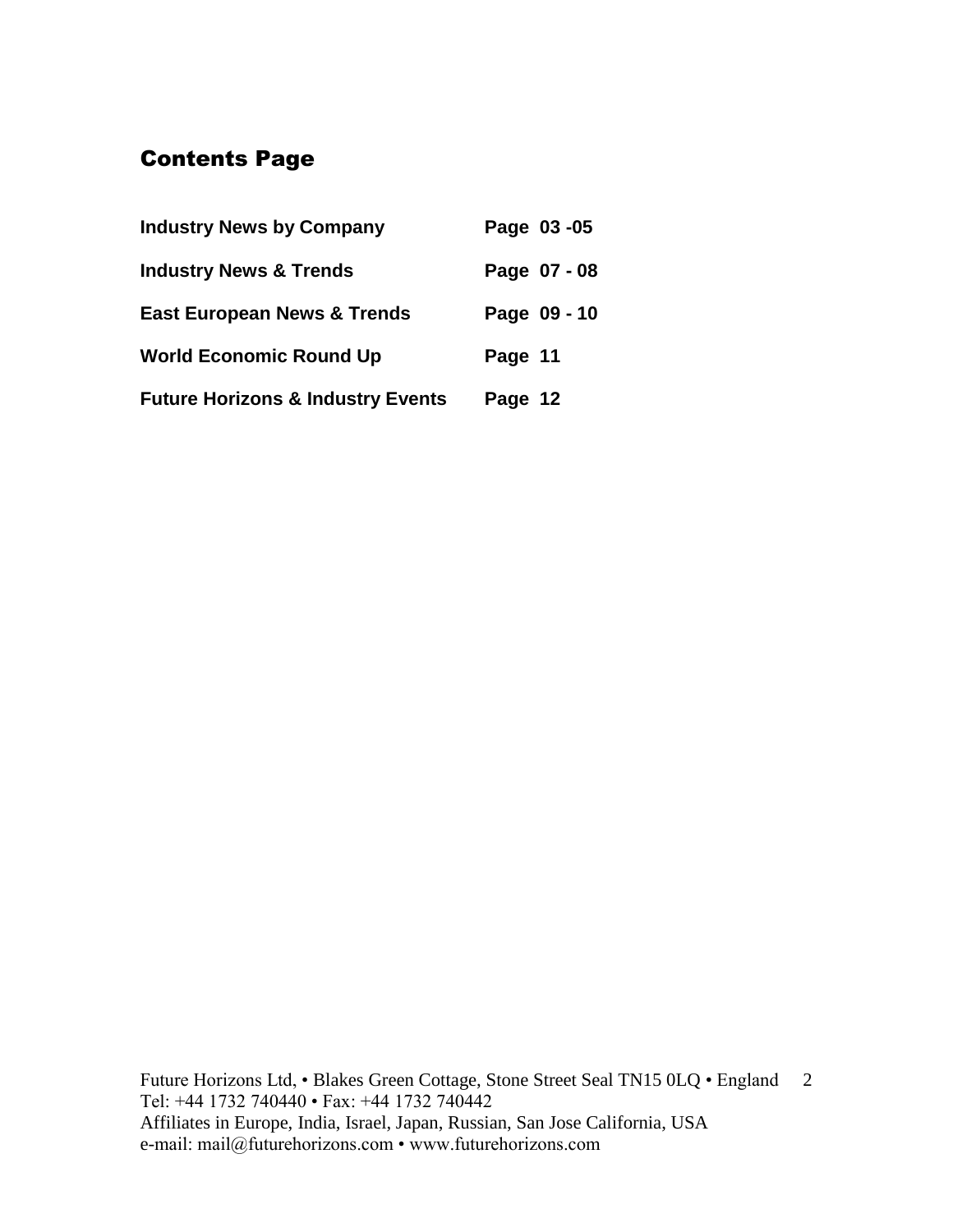## Contents Page

| | |
|---|---|
| **Industry News by Company** | **Page 03 -05** |
| **Industry News & Trends** | **Page 07 - 08** |
| **East European News & Trends** | **Page 09 - 10** |
| **World Economic Round Up** | **Page 11** |
| **Future Horizons & Industry Events** | **Page 12** |

Future Horizons Ltd, • Blakes Green Cottage, Stone Street Seal TN15 0LQ • England
Tel: +44 1732 740440 • Fax: +44 1732 740442
Affiliates in Europe, India, Israel, Japan, Russian, San Jose California, USA
e-mail: mail@futurehorizons.com • www.futurehorizons.com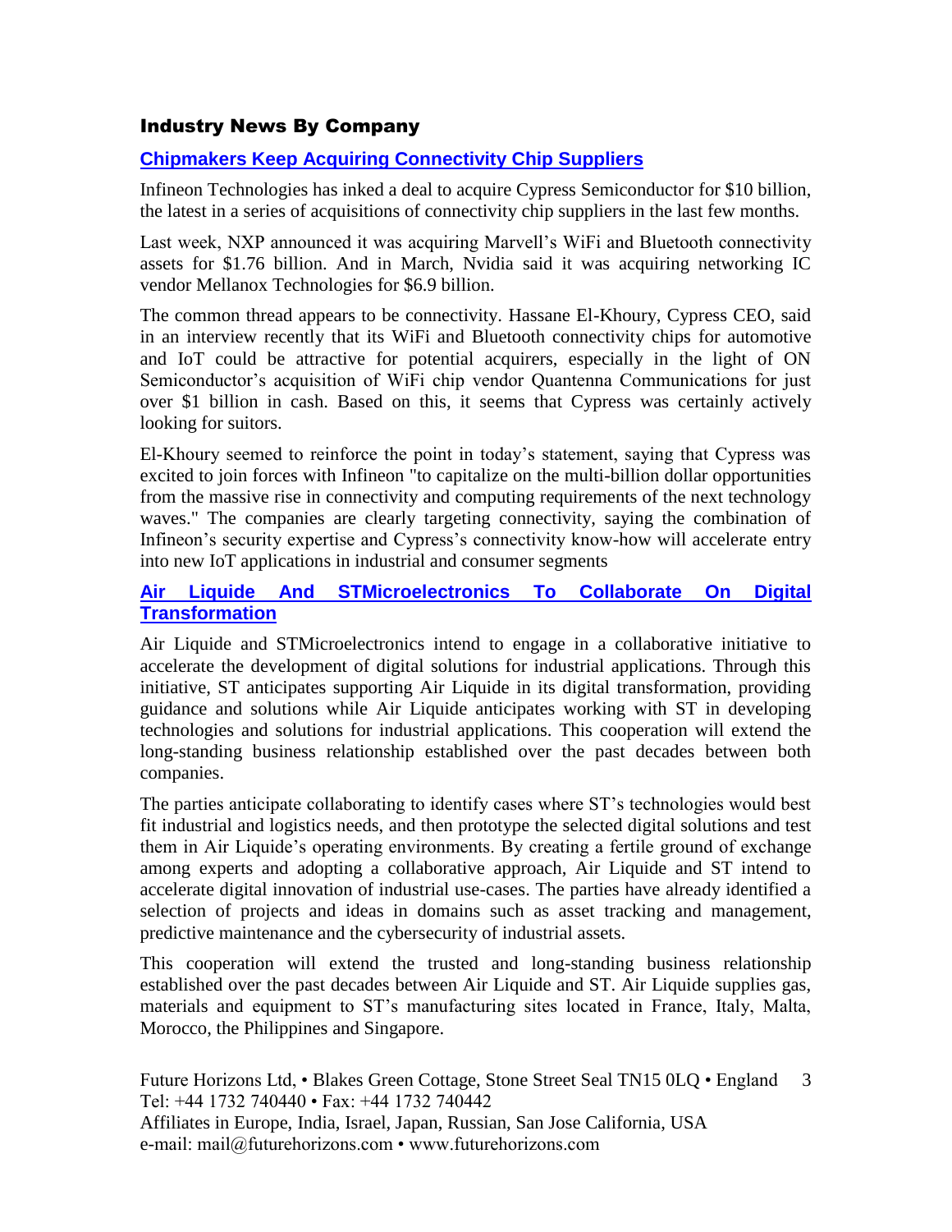## Industry News By Company

### Chipmakers Keep Acquiring Connectivity Chip Suppliers

Infineon Technologies has inked a deal to acquire Cypress Semiconductor for $10 billion, the latest in a series of acquisitions of connectivity chip suppliers in the last few months.

Last week, NXP announced it was acquiring Marvell's WiFi and Bluetooth connectivity assets for $1.76 billion. And in March, Nvidia said it was acquiring networking IC vendor Mellanox Technologies for $6.9 billion.

The common thread appears to be connectivity. Hassane El-Khoury, Cypress CEO, said in an interview recently that its WiFi and Bluetooth connectivity chips for automotive and IoT could be attractive for potential acquirers, especially in the light of ON Semiconductor's acquisition of WiFi chip vendor Quantenna Communications for just over $1 billion in cash. Based on this, it seems that Cypress was certainly actively looking for suitors.

El-Khoury seemed to reinforce the point in today's statement, saying that Cypress was excited to join forces with Infineon "to capitalize on the multi-billion dollar opportunities from the massive rise in connectivity and computing requirements of the next technology waves." The companies are clearly targeting connectivity, saying the combination of Infineon's security expertise and Cypress's connectivity know-how will accelerate entry into new IoT applications in industrial and consumer segments

### Air Liquide And STMicroelectronics To Collaborate On Digital Transformation

Air Liquide and STMicroelectronics intend to engage in a collaborative initiative to accelerate the development of digital solutions for industrial applications. Through this initiative, ST anticipates supporting Air Liquide in its digital transformation, providing guidance and solutions while Air Liquide anticipates working with ST in developing technologies and solutions for industrial applications. This cooperation will extend the long-standing business relationship established over the past decades between both companies.

The parties anticipate collaborating to identify cases where ST's technologies would best fit industrial and logistics needs, and then prototype the selected digital solutions and test them in Air Liquide's operating environments. By creating a fertile ground of exchange among experts and adopting a collaborative approach, Air Liquide and ST intend to accelerate digital innovation of industrial use-cases. The parties have already identified a selection of projects and ideas in domains such as asset tracking and management, predictive maintenance and the cybersecurity of industrial assets.

This cooperation will extend the trusted and long-standing business relationship established over the past decades between Air Liquide and ST. Air Liquide supplies gas, materials and equipment to ST's manufacturing sites located in France, Italy, Malta, Morocco, the Philippines and Singapore.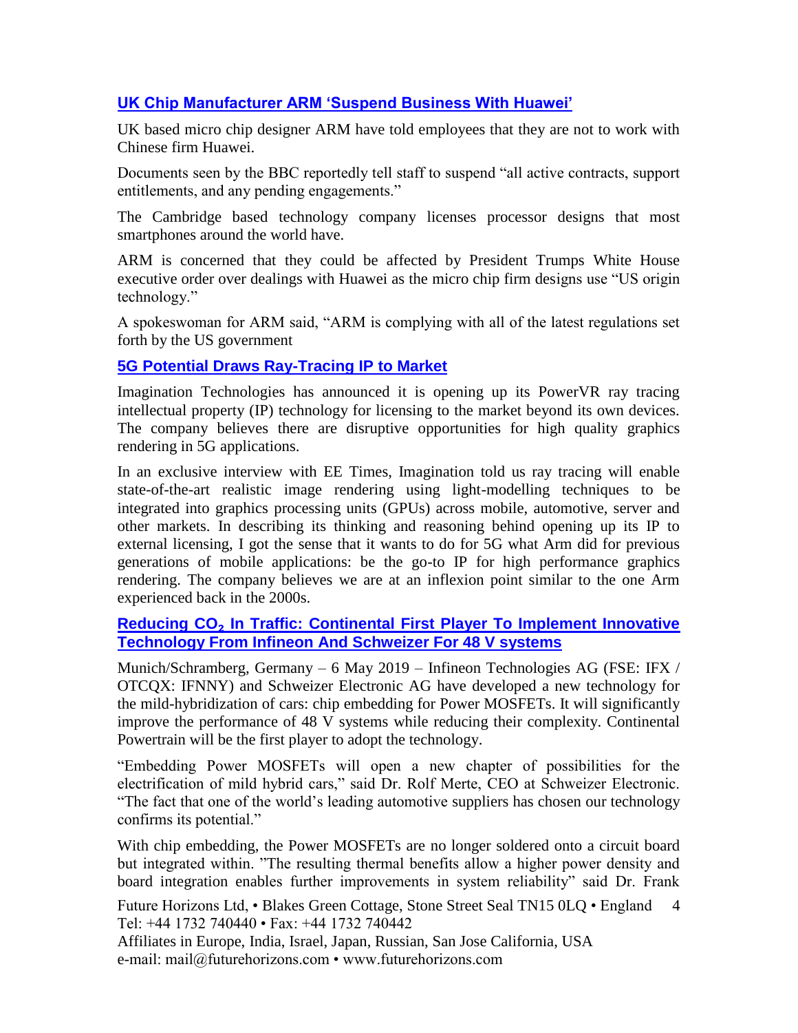### UK Chip Manufacturer ARM 'Suspend Business With Huawei'

UK based micro chip designer ARM have told employees that they are not to work with Chinese firm Huawei.

Documents seen by the BBC reportedly tell staff to suspend "all active contracts, support entitlements, and any pending engagements."

The Cambridge based technology company licenses processor designs that most smartphones around the world have.

ARM is concerned that they could be affected by President Trumps White House executive order over dealings with Huawei as the micro chip firm designs use "US origin technology."

A spokeswoman for ARM said, "ARM is complying with all of the latest regulations set forth by the US government

### 5G Potential Draws Ray-Tracing IP to Market

Imagination Technologies has announced it is opening up its PowerVR ray tracing intellectual property (IP) technology for licensing to the market beyond its own devices. The company believes there are disruptive opportunities for high quality graphics rendering in 5G applications.

In an exclusive interview with EE Times, Imagination told us ray tracing will enable state-of-the-art realistic image rendering using light-modelling techniques to be integrated into graphics processing units (GPUs) across mobile, automotive, server and other markets. In describing its thinking and reasoning behind opening up its IP to external licensing, I got the sense that it wants to do for 5G what Arm did for previous generations of mobile applications: be the go-to IP for high performance graphics rendering. The company believes we are at an inflexion point similar to the one Arm experienced back in the 2000s.

### Reducing $CO_2$ In Traffic: Continental First Player To Implement Innovative Technology From Infineon And Schweizer For 48 V systems

Munich/Schramberg, Germany – 6 May 2019 – Infineon Technologies AG (FSE: IFX / OTCQX: IFNNY) and Schweizer Electronic AG have developed a new technology for the mild-hybridization of cars: chip embedding for Power MOSFETs. It will significantly improve the performance of 48 V systems while reducing their complexity. Continental Powertrain will be the first player to adopt the technology.

"Embedding Power MOSFETs will open a new chapter of possibilities for the electrification of mild hybrid cars," said Dr. Rolf Merte, CEO at Schweizer Electronic. "The fact that one of the world's leading automotive suppliers has chosen our technology confirms its potential."

With chip embedding, the Power MOSFETs are no longer soldered onto a circuit board but integrated within. "The resulting thermal benefits allow a higher power density and board integration enables further improvements in system reliability" said Dr. Frank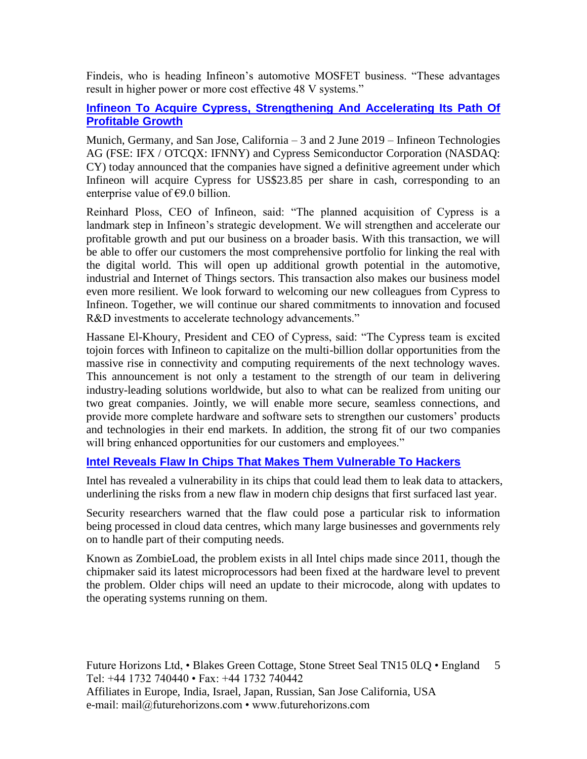Findeis, who is heading Infineon's automotive MOSFET business. "These advantages result in higher power or more cost effective 48 V systems."

### Infineon To Acquire Cypress, Strengthening And Accelerating Its Path Of Profitable Growth

Munich, Germany, and San Jose, California – 3 and 2 June 2019 – Infineon Technologies AG (FSE: IFX / OTCQX: IFNNY) and Cypress Semiconductor Corporation (NASDAQ: CY) today announced that the companies have signed a definitive agreement under which Infineon will acquire Cypress for US$23.85 per share in cash, corresponding to an enterprise value of €9.0 billion.

Reinhard Ploss, CEO of Infineon, said: "The planned acquisition of Cypress is a landmark step in Infineon's strategic development. We will strengthen and accelerate our profitable growth and put our business on a broader basis. With this transaction, we will be able to offer our customers the most comprehensive portfolio for linking the real with the digital world. This will open up additional growth potential in the automotive, industrial and Internet of Things sectors. This transaction also makes our business model even more resilient. We look forward to welcoming our new colleagues from Cypress to Infineon. Together, we will continue our shared commitments to innovation and focused R&D investments to accelerate technology advancements."

Hassane El-Khoury, President and CEO of Cypress, said: "The Cypress team is excited tojoin forces with Infineon to capitalize on the multi-billion dollar opportunities from the massive rise in connectivity and computing requirements of the next technology waves. This announcement is not only a testament to the strength of our team in delivering industry-leading solutions worldwide, but also to what can be realized from uniting our two great companies. Jointly, we will enable more secure, seamless connections, and provide more complete hardware and software sets to strengthen our customers' products and technologies in their end markets. In addition, the strong fit of our two companies will bring enhanced opportunities for our customers and employees."

### Intel Reveals Flaw In Chips That Makes Them Vulnerable To Hackers

Intel has revealed a vulnerability in its chips that could lead them to leak data to attackers, underlining the risks from a new flaw in modern chip designs that first surfaced last year.

Security researchers warned that the flaw could pose a particular risk to information being processed in cloud data centres, which many large businesses and governments rely on to handle part of their computing needs.

Known as ZombieLoad, the problem exists in all Intel chips made since 2011, though the chipmaker said its latest microprocessors had been fixed at the hardware level to prevent the problem. Older chips will need an update to their microcode, along with updates to the operating systems running on them.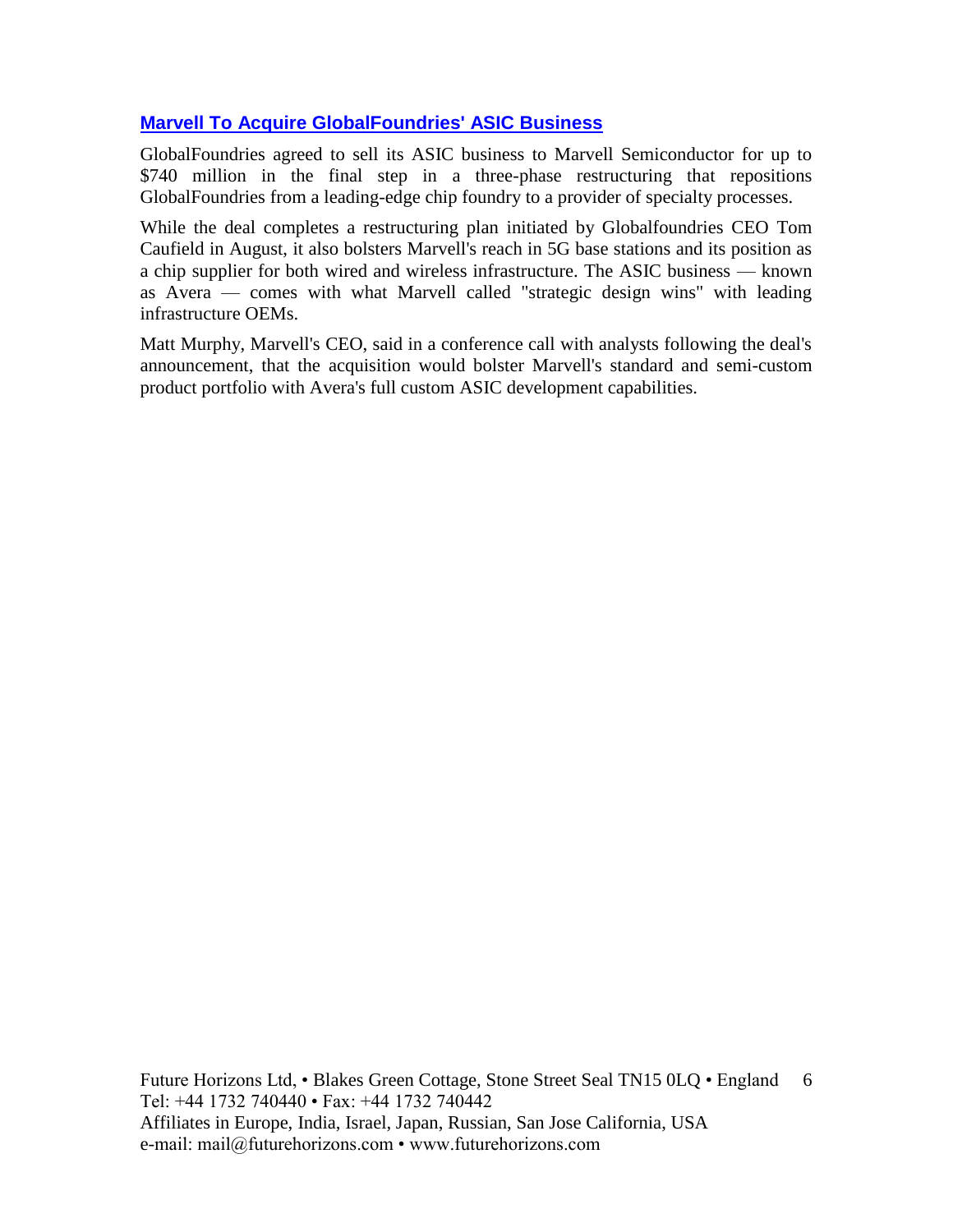## Marvell To Acquire GlobalFoundries' ASIC Business

GlobalFoundries agreed to sell its ASIC business to Marvell Semiconductor for up to $740 million in the final step in a three-phase restructuring that repositions GlobalFoundries from a leading-edge chip foundry to a provider of specialty processes.

While the deal completes a restructuring plan initiated by Globalfoundries CEO Tom Caufield in August, it also bolsters Marvell's reach in 5G base stations and its position as a chip supplier for both wired and wireless infrastructure. The ASIC business — known as Avera — comes with what Marvell called "strategic design wins" with leading infrastructure OEMs.

Matt Murphy, Marvell's CEO, said in a conference call with analysts following the deal's announcement, that the acquisition would bolster Marvell's standard and semi-custom product portfolio with Avera's full custom ASIC development capabilities.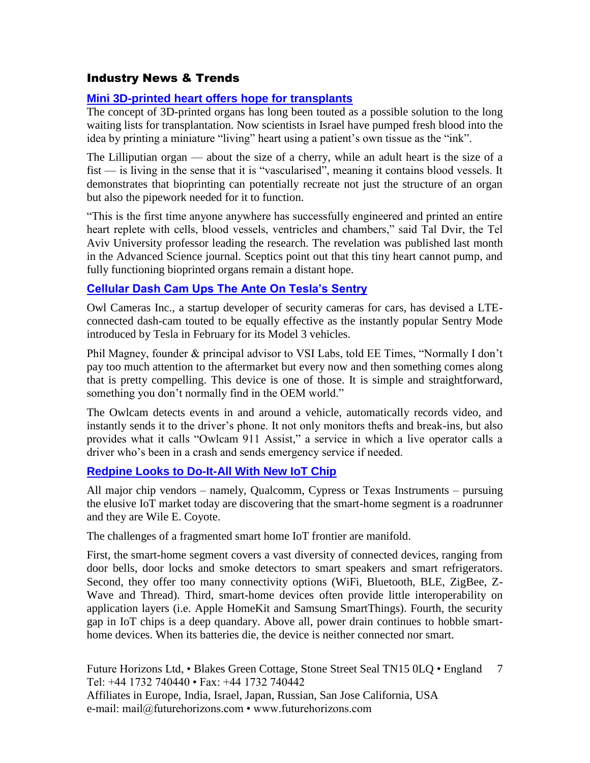## Industry News & Trends

### Mini 3D-printed heart offers hope for transplants

The concept of 3D-printed organs has long been touted as a possible solution to the long waiting lists for transplantation. Now scientists in Israel have pumped fresh blood into the idea by printing a miniature "living" heart using a patient's own tissue as the "ink".

The Lilliputian organ — about the size of a cherry, while an adult heart is the size of a fist — is living in the sense that it is "vascularised", meaning it contains blood vessels. It demonstrates that bioprinting can potentially recreate not just the structure of an organ but also the pipework needed for it to function.

"This is the first time anyone anywhere has successfully engineered and printed an entire heart replete with cells, blood vessels, ventricles and chambers," said Tal Dvir, the Tel Aviv University professor leading the research. The revelation was published last month in the Advanced Science journal. Sceptics point out that this tiny heart cannot pump, and fully functioning bioprinted organs remain a distant hope.

### Cellular Dash Cam Ups The Ante On Tesla's Sentry

Owl Cameras Inc., a startup developer of security cameras for cars, has devised a LTE-connected dash-cam touted to be equally effective as the instantly popular Sentry Mode introduced by Tesla in February for its Model 3 vehicles.

Phil Magney, founder & principal advisor to VSI Labs, told EE Times, "Normally I don't pay too much attention to the aftermarket but every now and then something comes along that is pretty compelling. This device is one of those. It is simple and straightforward, something you don't normally find in the OEM world."

The Owlcam detects events in and around a vehicle, automatically records video, and instantly sends it to the driver's phone. It not only monitors thefts and break-ins, but also provides what it calls "Owlcam 911 Assist," a service in which a live operator calls a driver who's been in a crash and sends emergency service if needed.

### Redpine Looks to Do-It-All With New IoT Chip

All major chip vendors – namely, Qualcomm, Cypress or Texas Instruments – pursuing the elusive IoT market today are discovering that the smart-home segment is a roadrunner and they are Wile E. Coyote.

The challenges of a fragmented smart home IoT frontier are manifold.

First, the smart-home segment covers a vast diversity of connected devices, ranging from door bells, door locks and smoke detectors to smart speakers and smart refrigerators. Second, they offer too many connectivity options (WiFi, Bluetooth, BLE, ZigBee, Z-Wave and Thread). Third, smart-home devices often provide little interoperability on application layers (i.e. Apple HomeKit and Samsung SmartThings). Fourth, the security gap in IoT chips is a deep quandary. Above all, power drain continues to hobble smart-home devices. When its batteries die, the device is neither connected nor smart.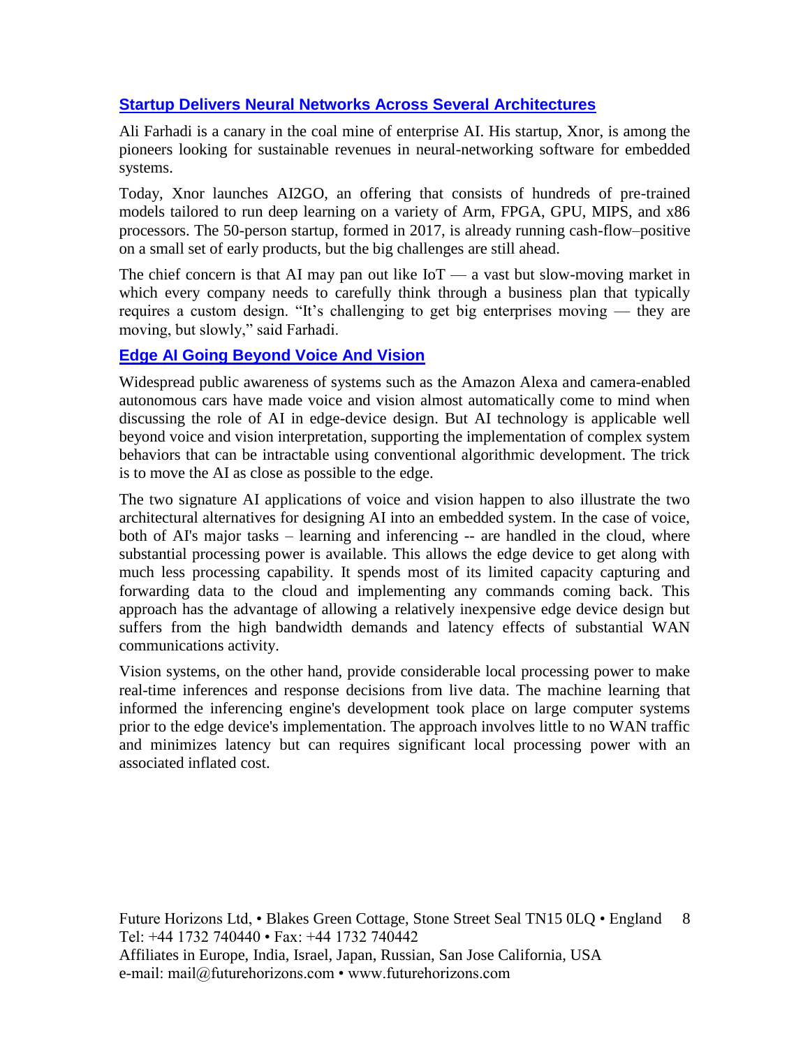## Startup Delivers Neural Networks Across Several Architectures

Ali Farhadi is a canary in the coal mine of enterprise AI. His startup, Xnor, is among the pioneers looking for sustainable revenues in neural-networking software for embedded systems.

Today, Xnor launches AI2GO, an offering that consists of hundreds of pre-trained models tailored to run deep learning on a variety of Arm, FPGA, GPU, MIPS, and x86 processors. The 50-person startup, formed in 2017, is already running cash-flow–positive on a small set of early products, but the big challenges are still ahead.

The chief concern is that AI may pan out like IoT — a vast but slow-moving market in which every company needs to carefully think through a business plan that typically requires a custom design. "It's challenging to get big enterprises moving — they are moving, but slowly," said Farhadi.

## Edge AI Going Beyond Voice And Vision

Widespread public awareness of systems such as the Amazon Alexa and camera-enabled autonomous cars have made voice and vision almost automatically come to mind when discussing the role of AI in edge-device design. But AI technology is applicable well beyond voice and vision interpretation, supporting the implementation of complex system behaviors that can be intractable using conventional algorithmic development. The trick is to move the AI as close as possible to the edge.

The two signature AI applications of voice and vision happen to also illustrate the two architectural alternatives for designing AI into an embedded system. In the case of voice, both of AI's major tasks – learning and inferencing -- are handled in the cloud, where substantial processing power is available. This allows the edge device to get along with much less processing capability. It spends most of its limited capacity capturing and forwarding data to the cloud and implementing any commands coming back. This approach has the advantage of allowing a relatively inexpensive edge device design but suffers from the high bandwidth demands and latency effects of substantial WAN communications activity.

Vision systems, on the other hand, provide considerable local processing power to make real-time inferences and response decisions from live data. The machine learning that informed the inferencing engine's development took place on large computer systems prior to the edge device's implementation. The approach involves little to no WAN traffic and minimizes latency but can requires significant local processing power with an associated inflated cost.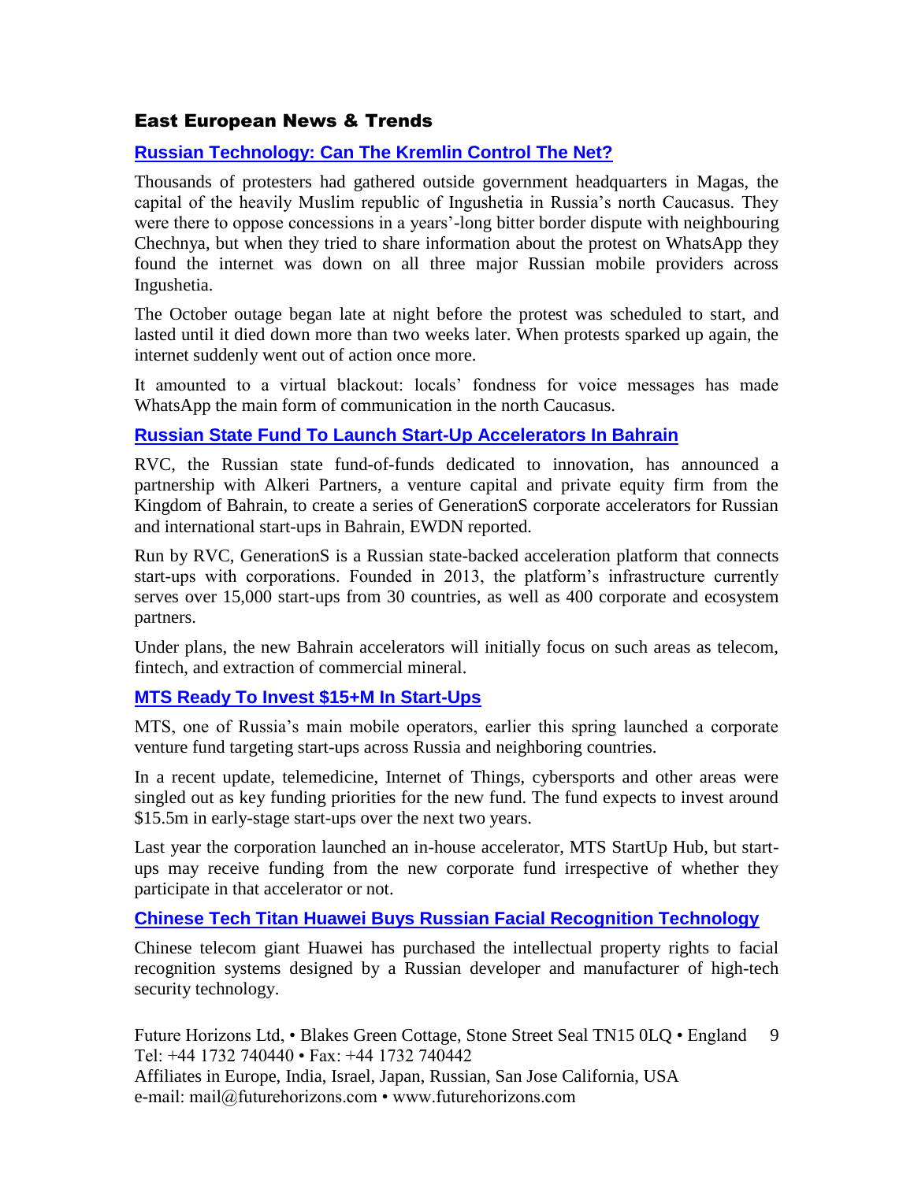## East European News & Trends

### Russian Technology: Can The Kremlin Control The Net?

Thousands of protesters had gathered outside government headquarters in Magas, the capital of the heavily Muslim republic of Ingushetia in Russia's north Caucasus. They were there to oppose concessions in a years'-long bitter border dispute with neighbouring Chechnya, but when they tried to share information about the protest on WhatsApp they found the internet was down on all three major Russian mobile providers across Ingushetia.

The October outage began late at night before the protest was scheduled to start, and lasted until it died down more than two weeks later. When protests sparked up again, the internet suddenly went out of action once more.

It amounted to a virtual blackout: locals' fondness for voice messages has made WhatsApp the main form of communication in the north Caucasus.

### Russian State Fund To Launch Start-Up Accelerators In Bahrain

RVC, the Russian state fund-of-funds dedicated to innovation, has announced a partnership with Alkeri Partners, a venture capital and private equity firm from the Kingdom of Bahrain, to create a series of GenerationS corporate accelerators for Russian and international start-ups in Bahrain, EWDN reported.

Run by RVC, GenerationS is a Russian state-backed acceleration platform that connects start-ups with corporations. Founded in 2013, the platform's infrastructure currently serves over 15,000 start-ups from 30 countries, as well as 400 corporate and ecosystem partners.

Under plans, the new Bahrain accelerators will initially focus on such areas as telecom, fintech, and extraction of commercial mineral.

### MTS Ready To Invest $15+M In Start-Ups

MTS, one of Russia's main mobile operators, earlier this spring launched a corporate venture fund targeting start-ups across Russia and neighboring countries.

In a recent update, telemedicine, Internet of Things, cybersports and other areas were singled out as key funding priorities for the new fund. The fund expects to invest around $15.5m in early-stage start-ups over the next two years.

Last year the corporation launched an in-house accelerator, MTS StartUp Hub, but start-ups may receive funding from the new corporate fund irrespective of whether they participate in that accelerator or not.

### Chinese Tech Titan Huawei Buys Russian Facial Recognition Technology

Chinese telecom giant Huawei has purchased the intellectual property rights to facial recognition systems designed by a Russian developer and manufacturer of high-tech security technology.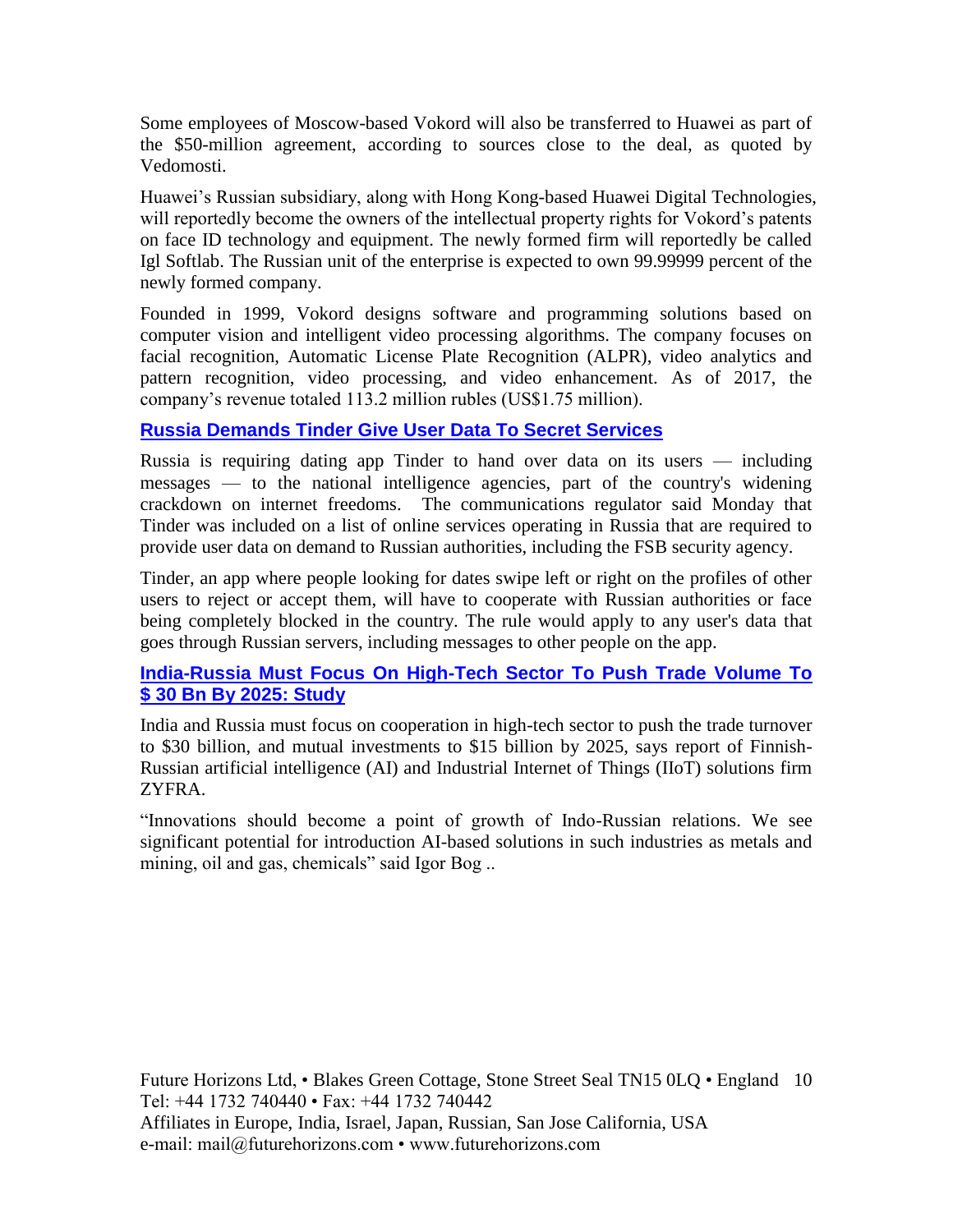Some employees of Moscow-based Vokord will also be transferred to Huawei as part of the $50-million agreement, according to sources close to the deal, as quoted by Vedomosti.

Huawei's Russian subsidiary, along with Hong Kong-based Huawei Digital Technologies, will reportedly become the owners of the intellectual property rights for Vokord's patents on face ID technology and equipment. The newly formed firm will reportedly be called Igl Softlab. The Russian unit of the enterprise is expected to own 99.99999 percent of the newly formed company.

Founded in 1999, Vokord designs software and programming solutions based on computer vision and intelligent video processing algorithms. The company focuses on facial recognition, Automatic License Plate Recognition (ALPR), video analytics and pattern recognition, video processing, and video enhancement. As of 2017, the company's revenue totaled 113.2 million rubles (US$1.75 million).

### Russia Demands Tinder Give User Data To Secret Services

Russia is requiring dating app Tinder to hand over data on its users — including messages — to the national intelligence agencies, part of the country's widening crackdown on internet freedoms. The communications regulator said Monday that Tinder was included on a list of online services operating in Russia that are required to provide user data on demand to Russian authorities, including the FSB security agency.

Tinder, an app where people looking for dates swipe left or right on the profiles of other users to reject or accept them, will have to cooperate with Russian authorities or face being completely blocked in the country. The rule would apply to any user's data that goes through Russian servers, including messages to other people on the app.

### India-Russia Must Focus On High-Tech Sector To Push Trade Volume To $ 30 Bn By 2025: Study

India and Russia must focus on cooperation in high-tech sector to push the trade turnover to $30 billion, and mutual investments to $15 billion by 2025, says report of Finnish-Russian artificial intelligence (AI) and Industrial Internet of Things (IIoT) solutions firm ZYFRA.

"Innovations should become a point of growth of Indo-Russian relations. We see significant potential for introduction AI-based solutions in such industries as metals and mining, oil and gas, chemicals" said Igor Bog ..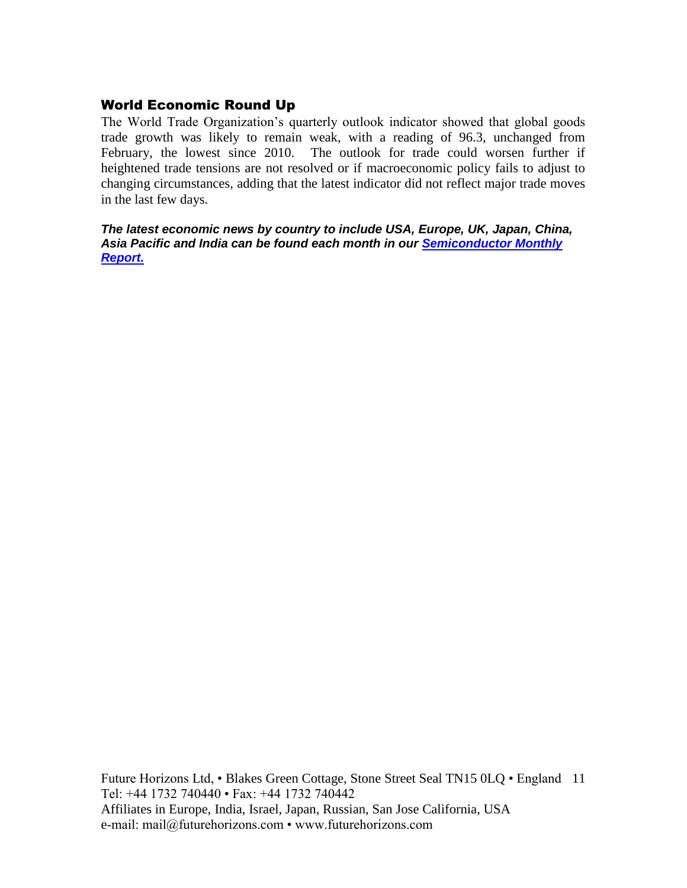## World Economic Round Up

The World Trade Organization's quarterly outlook indicator showed that global goods trade growth was likely to remain weak, with a reading of 96.3, unchanged from February, the lowest since 2010. The outlook for trade could worsen further if heightened trade tensions are not resolved or if macroeconomic policy fails to adjust to changing circumstances, adding that the latest indicator did not reflect major trade moves in the last few days.

***The latest economic news by country to include USA, Europe, UK, Japan, China, Asia Pacific and India can be found each month in our Semiconductor Monthly Report.***

Future Horizons Ltd, • Blakes Green Cottage, Stone Street Seal TN15 0LQ • England
Tel: +44 1732 740440 • Fax: +44 1732 740442
Affiliates in Europe, India, Israel, Japan, Russian, San Jose California, USA
e-mail: mail@futurehorizons.com • www.futurehorizons.com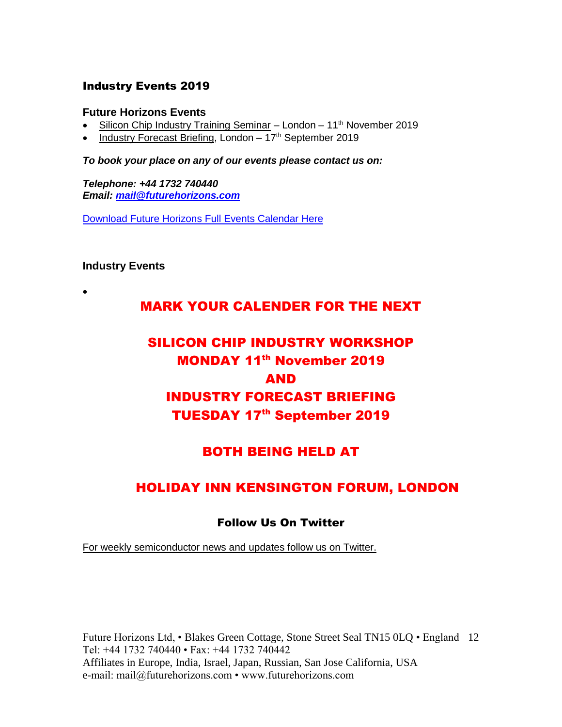## Industry Events 2019

### Future Horizons Events

- Silicon Chip Industry Training Seminar – London – 11th November 2019
- Industry Forecast Briefing, London – 17th September 2019

***To book your place on any of our events please contact us on:***

***Telephone: +44 1732 740440***
***Email: mail@futurehorizons.com***

Download Future Horizons Full Events Calendar Here

### Industry Events

- 

**MARK YOUR CALENDER FOR THE NEXT**

**SILICON CHIP INDUSTRY WORKSHOP**
**MONDAY 11th November 2019**
**AND**
**INDUSTRY FORECAST BRIEFING**
**TUESDAY 17th September 2019**

**BOTH BEING HELD AT**

**HOLIDAY INN KENSINGTON FORUM, LONDON**

**Follow Us On Twitter**

For weekly semiconductor news and updates follow us on Twitter.

Future Horizons Ltd, • Blakes Green Cottage, Stone Street Seal TN15 0LQ • England
Tel: +44 1732 740440 • Fax: +44 1732 740442
Affiliates in Europe, India, Israel, Japan, Russian, San Jose California, USA
e-mail: mail@futurehorizons.com • www.futurehorizons.com